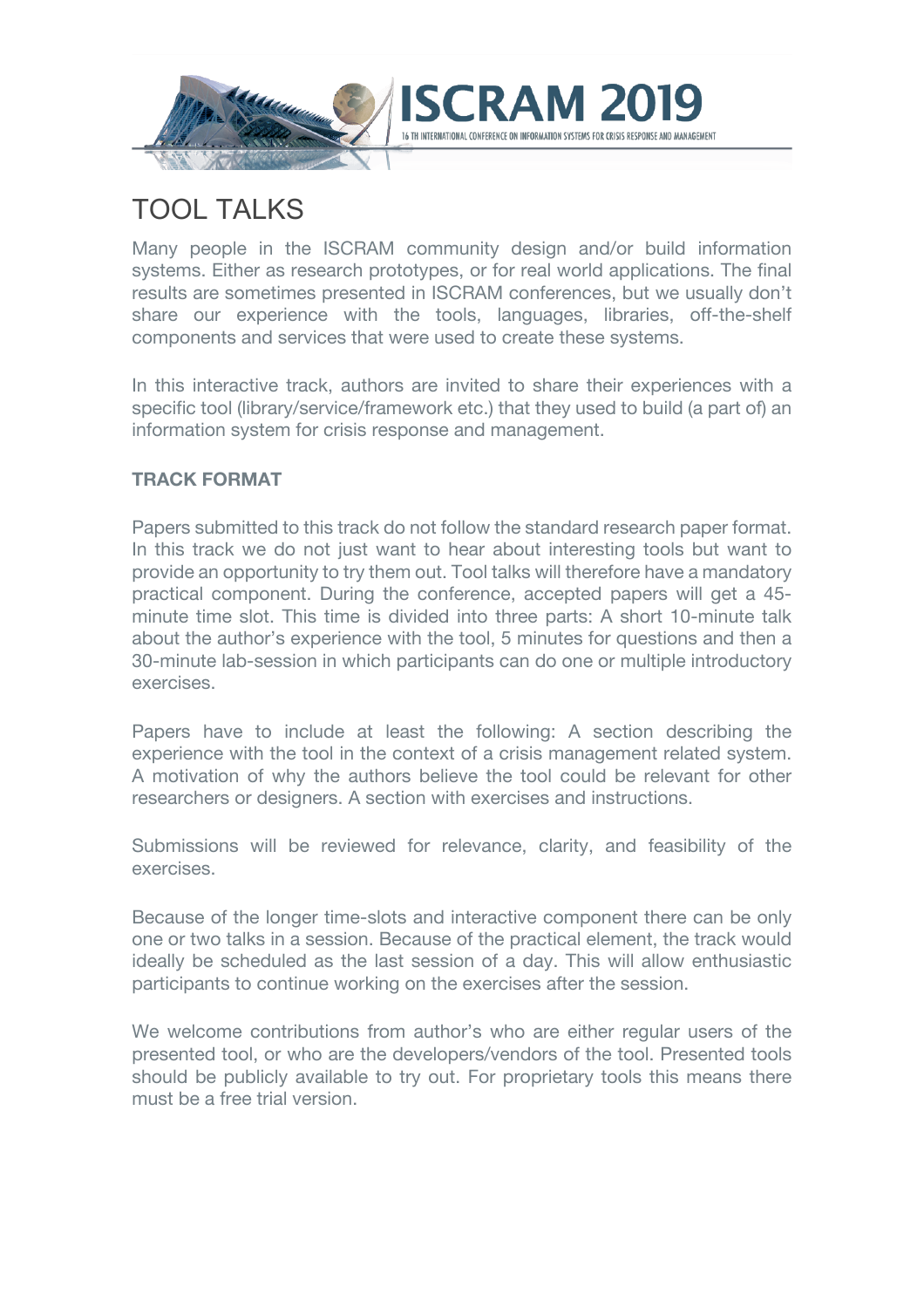# TOOL TALKS

Many people in the ISCRAM community design and/or build information systems. Either as research prototypes, or for real world applications. The final results are sometimes presented in ISCRAM conferences, but we usually don't share our experience with the tools, languages, libraries, off-the-shelf components and services that were used to create these systems.

In this interactive track, authors are invited to share their experiences with a specific tool (library/service/framework etc.) that they used to build (a part of) an information system for crisis response and management.

### TRACK FORMAT

Papers submitted to this track do not follow the standard research paper format. In this track we do not just want to hear about interesting tools but want to provide an opportunity to try them out. Tool talks will therefore have a mandatory practical component. During the conference, accepted papers will get a 45-minute time slot. This time is divided into three parts: A short 10-minute talk about the author's experience with the tool, 5 minutes for questions and then a 30-minute lab-session in which participants can do one or multiple introductory exercises.

Papers have to include at least the following: A section describing the experience with the tool in the context of a crisis management related system. A motivation of why the authors believe the tool could be relevant for other researchers or designers. A section with exercises and instructions.

Submissions will be reviewed for relevance, clarity, and feasibility of the exercises.

Because of the longer time-slots and interactive component there can be only one or two talks in a session. Because of the practical element, the track would ideally be scheduled as the last session of a day. This will allow enthusiastic participants to continue working on the exercises after the session.

We welcome contributions from author's who are either regular users of the presented tool, or who are the developers/vendors of the tool. Presented tools should be publicly available to try out. For proprietary tools this means there must be a free trial version.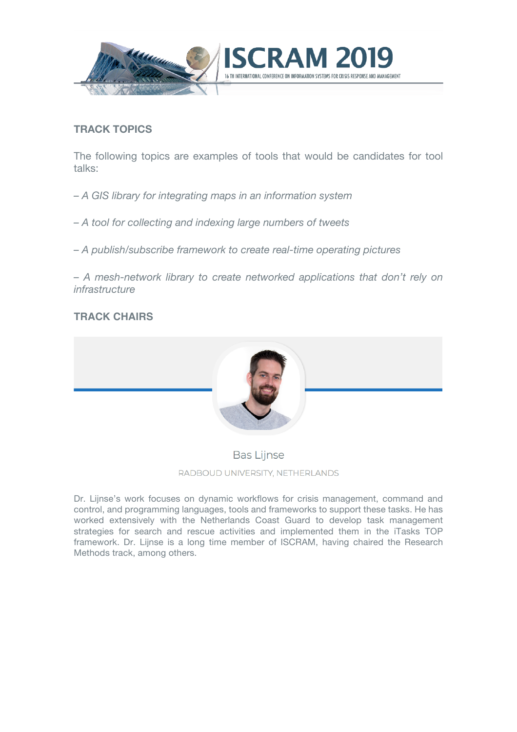## TRACK TOPICS

The following topics are examples of tools that would be candidates for tool talks:

*– A GIS library for integrating maps in an information system*

*– A tool for collecting and indexing large numbers of tweets*

*– A publish/subscribe framework to create real-time operating pictures*

*– A mesh-network library to create networked applications that don't rely on infrastructure*

## TRACK CHAIRS

Bas Lijnse

RADBOUD UNIVERSITY, NETHERLANDS

Dr. Lijnse's work focuses on dynamic workflows for crisis management, command and control, and programming languages, tools and frameworks to support these tasks. He has worked extensively with the Netherlands Coast Guard to develop task management strategies for search and rescue activities and implemented them in the iTasks TOP framework. Dr. Lijnse is a long time member of ISCRAM, having chaired the Research Methods track, among others.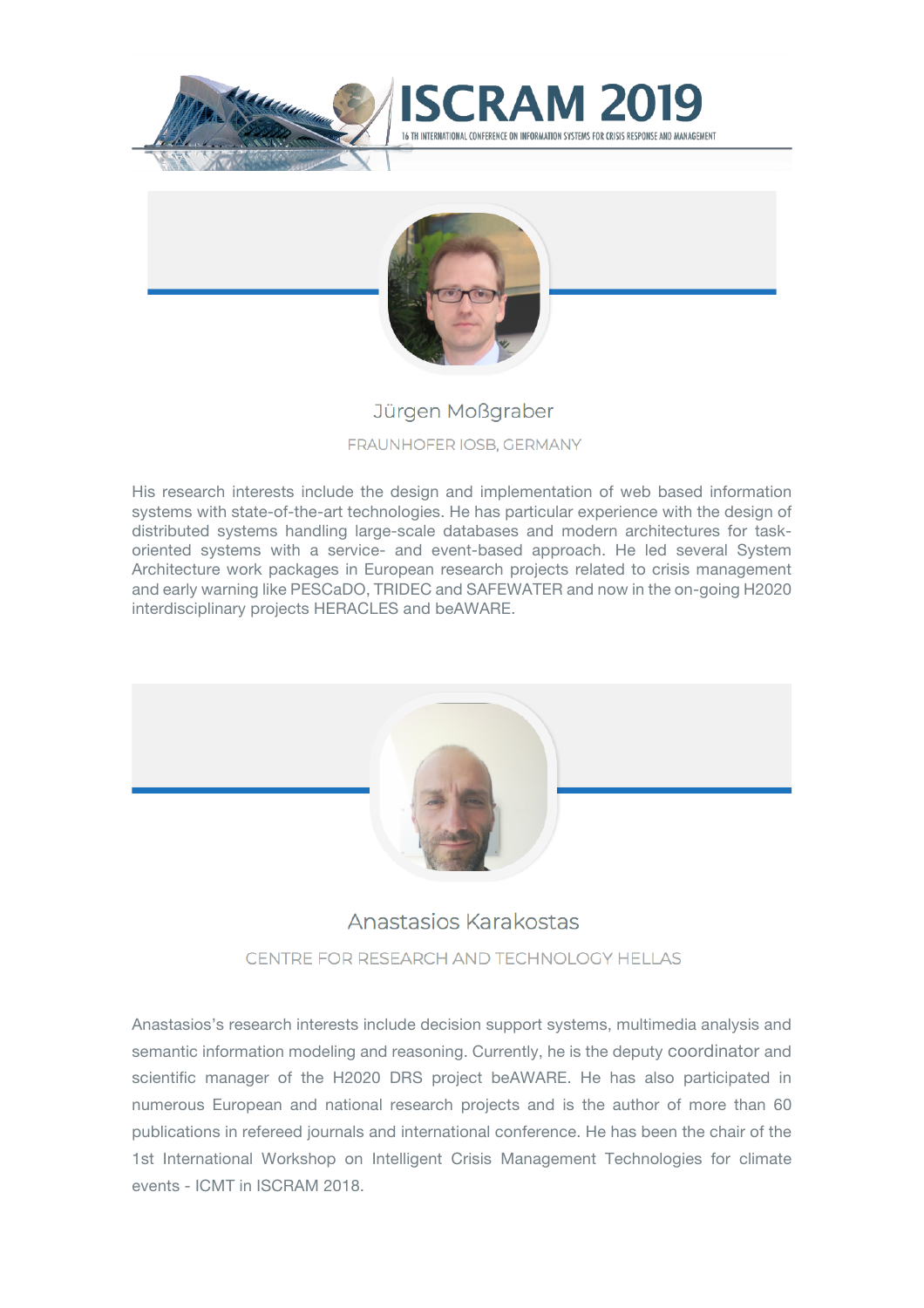## Jürgen Moßgraber

FRAUNHOFER IOSB, GERMANY

His research interests include the design and implementation of web based information systems with state-of-the-art technologies. He has particular experience with the design of distributed systems handling large-scale databases and modern architectures for task-oriented systems with a service- and event-based approach. He led several System Architecture work packages in European research projects related to crisis management and early warning like PESCaDO, TRIDEC and SAFEWATER and now in the on-going H2020 interdisciplinary projects HERACLES and beAWARE.

## Anastasios Karakostas

CENTRE FOR RESEARCH AND TECHNOLOGY HELLAS

Anastasios's research interests include decision support systems, multimedia analysis and semantic information modeling and reasoning. Currently, he is the deputy coordinator and scientific manager of the H2020 DRS project beAWARE. He has also participated in numerous European and national research projects and is the author of more than 60 publications in refereed journals and international conference. He has been the chair of the 1st International Workshop on Intelligent Crisis Management Technologies for climate events - ICMT in ISCRAM 2018.